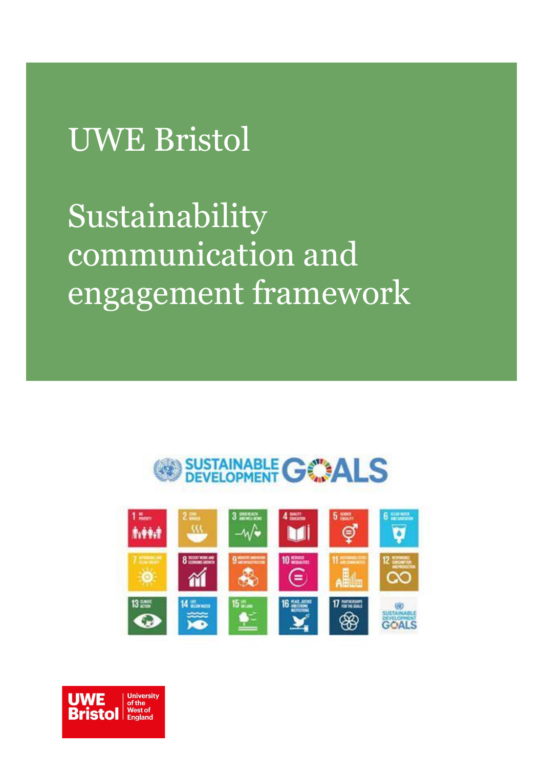# UWE Bristol

# Sustainability communication and engagement framework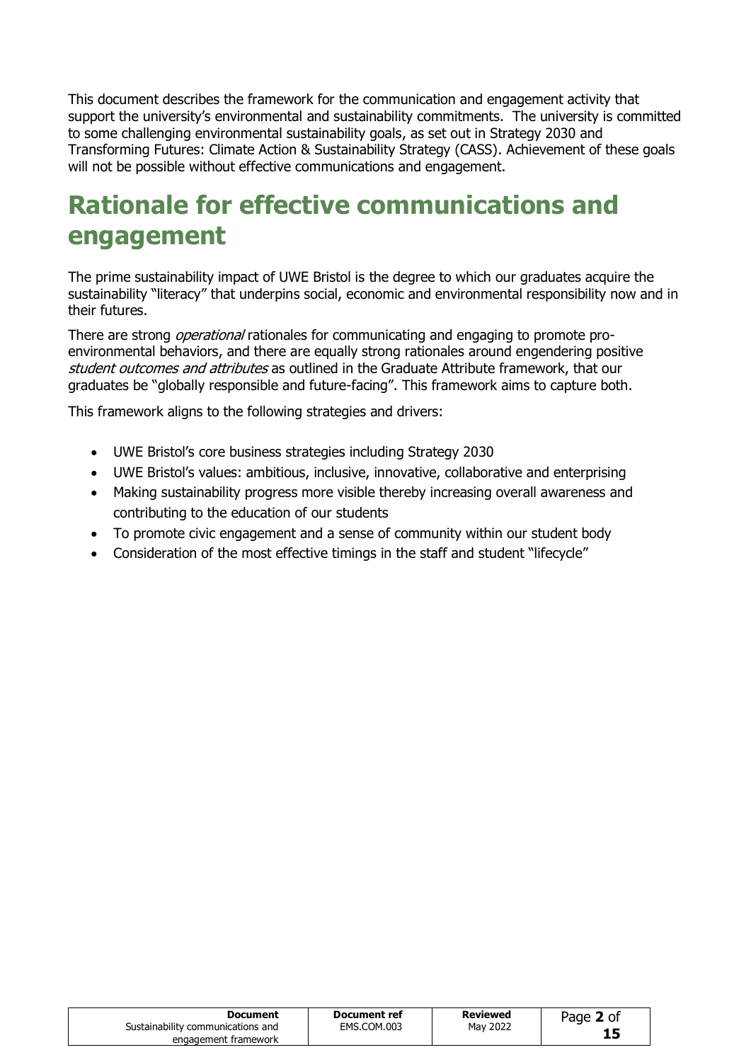This document describes the framework for the communication and engagement activity that support the university's environmental and sustainability commitments. The university is committed to some challenging environmental sustainability goals, as set out in Strategy 2030 and Transforming Futures: Climate Action & Sustainability Strategy (CASS). Achievement of these goals will not be possible without effective communications and engagement.

# Rationale for effective communications and engagement

The prime sustainability impact of UWE Bristol is the degree to which our graduates acquire the sustainability "literacy" that underpins social, economic and environmental responsibility now and in their futures.

There are strong *operational* rationales for communicating and engaging to promote pro-environmental behaviors, and there are equally strong rationales around engendering positive *student outcomes and attributes* as outlined in the Graduate Attribute framework, that our graduates be "globally responsible and future-facing". This framework aims to capture both.

This framework aligns to the following strategies and drivers:

- UWE Bristol's core business strategies including Strategy 2030
- UWE Bristol's values: ambitious, inclusive, innovative, collaborative and enterprising
- Making sustainability progress more visible thereby increasing overall awareness and contributing to the education of our students
- To promote civic engagement and a sense of community within our student body
- Consideration of the most effective timings in the staff and student "lifecycle"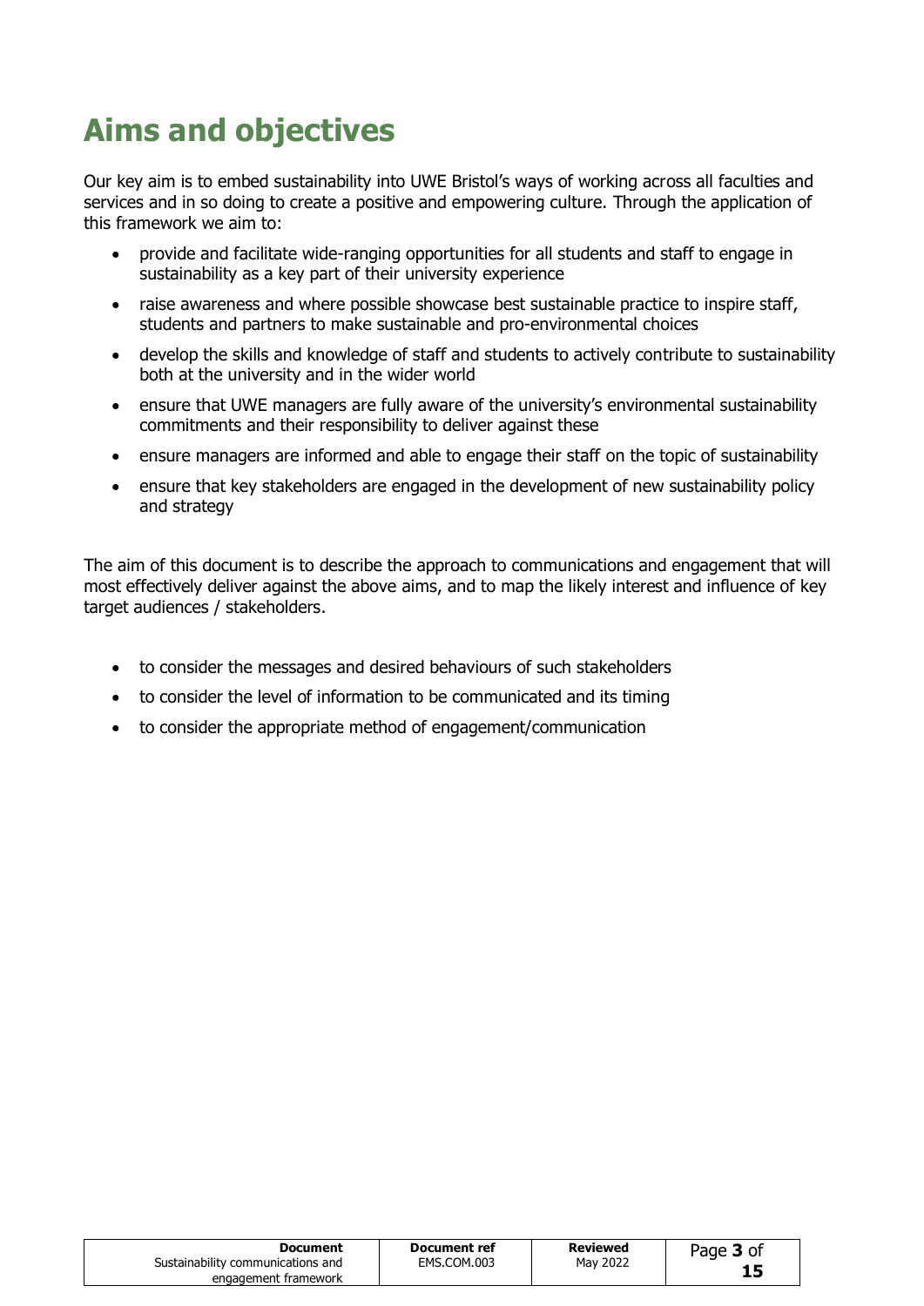# Aims and objectives

Our key aim is to embed sustainability into UWE Bristol's ways of working across all faculties and services and in so doing to create a positive and empowering culture. Through the application of this framework we aim to:

- provide and facilitate wide-ranging opportunities for all students and staff to engage in sustainability as a key part of their university experience
- raise awareness and where possible showcase best sustainable practice to inspire staff, students and partners to make sustainable and pro-environmental choices
- develop the skills and knowledge of staff and students to actively contribute to sustainability both at the university and in the wider world
- ensure that UWE managers are fully aware of the university's environmental sustainability commitments and their responsibility to deliver against these
- ensure managers are informed and able to engage their staff on the topic of sustainability
- ensure that key stakeholders are engaged in the development of new sustainability policy and strategy

The aim of this document is to describe the approach to communications and engagement that will most effectively deliver against the above aims, and to map the likely interest and influence of key target audiences / stakeholders.

- to consider the messages and desired behaviours of such stakeholders
- to consider the level of information to be communicated and its timing
- to consider the appropriate method of engagement/communication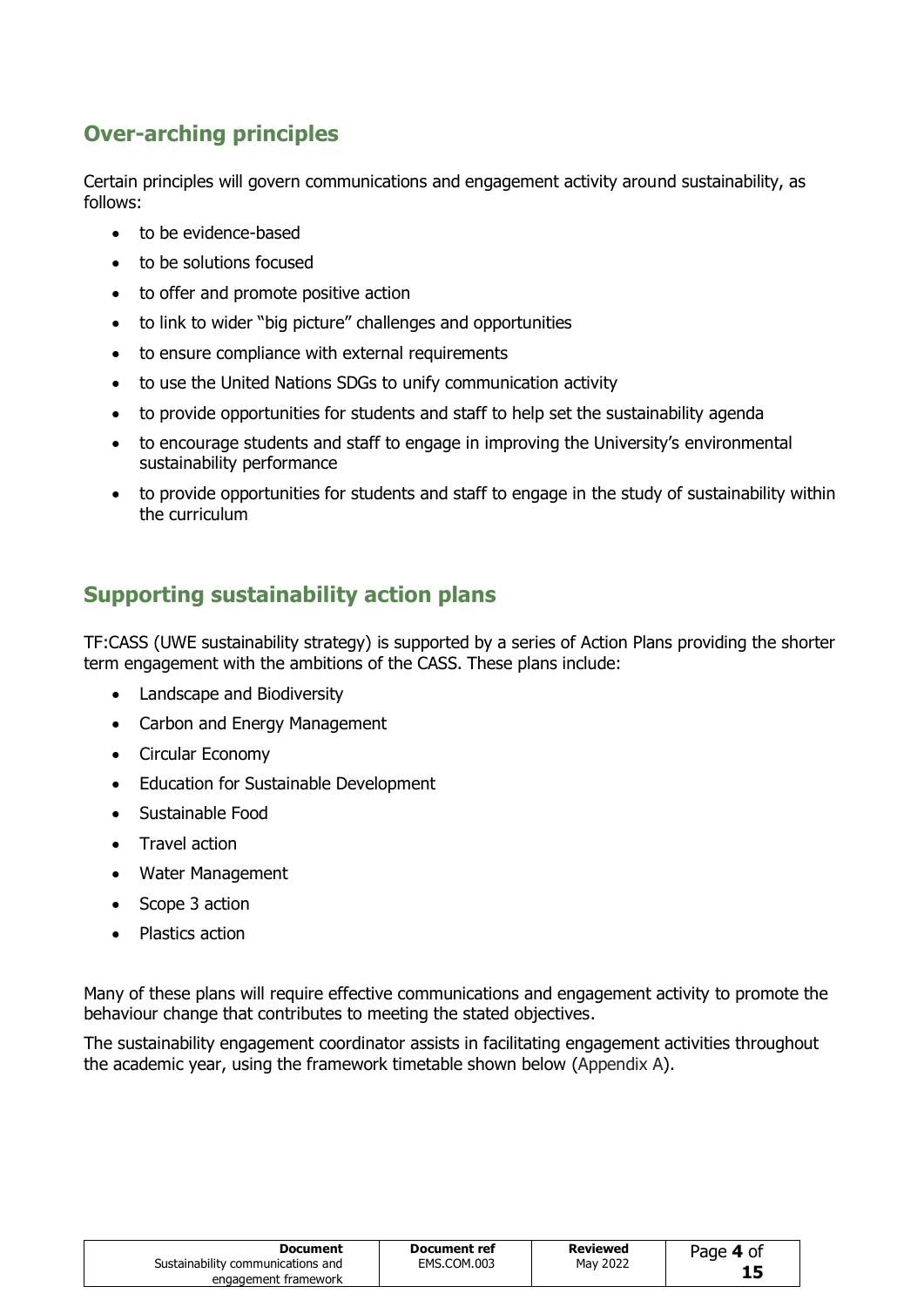## Over-arching principles

Certain principles will govern communications and engagement activity around sustainability, as follows:

- to be evidence-based
- to be solutions focused
- to offer and promote positive action
- to link to wider "big picture" challenges and opportunities
- to ensure compliance with external requirements
- to use the United Nations SDGs to unify communication activity
- to provide opportunities for students and staff to help set the sustainability agenda
- to encourage students and staff to engage in improving the University's environmental sustainability performance
- to provide opportunities for students and staff to engage in the study of sustainability within the curriculum

## Supporting sustainability action plans

TF:CASS (UWE sustainability strategy) is supported by a series of Action Plans providing the shorter term engagement with the ambitions of the CASS. These plans include:

- Landscape and Biodiversity
- Carbon and Energy Management
- Circular Economy
- Education for Sustainable Development
- Sustainable Food
- Travel action
- Water Management
- Scope 3 action
- Plastics action

Many of these plans will require effective communications and engagement activity to promote the behaviour change that contributes to meeting the stated objectives.

The sustainability engagement coordinator assists in facilitating engagement activities throughout the academic year, using the framework timetable shown below (Appendix A).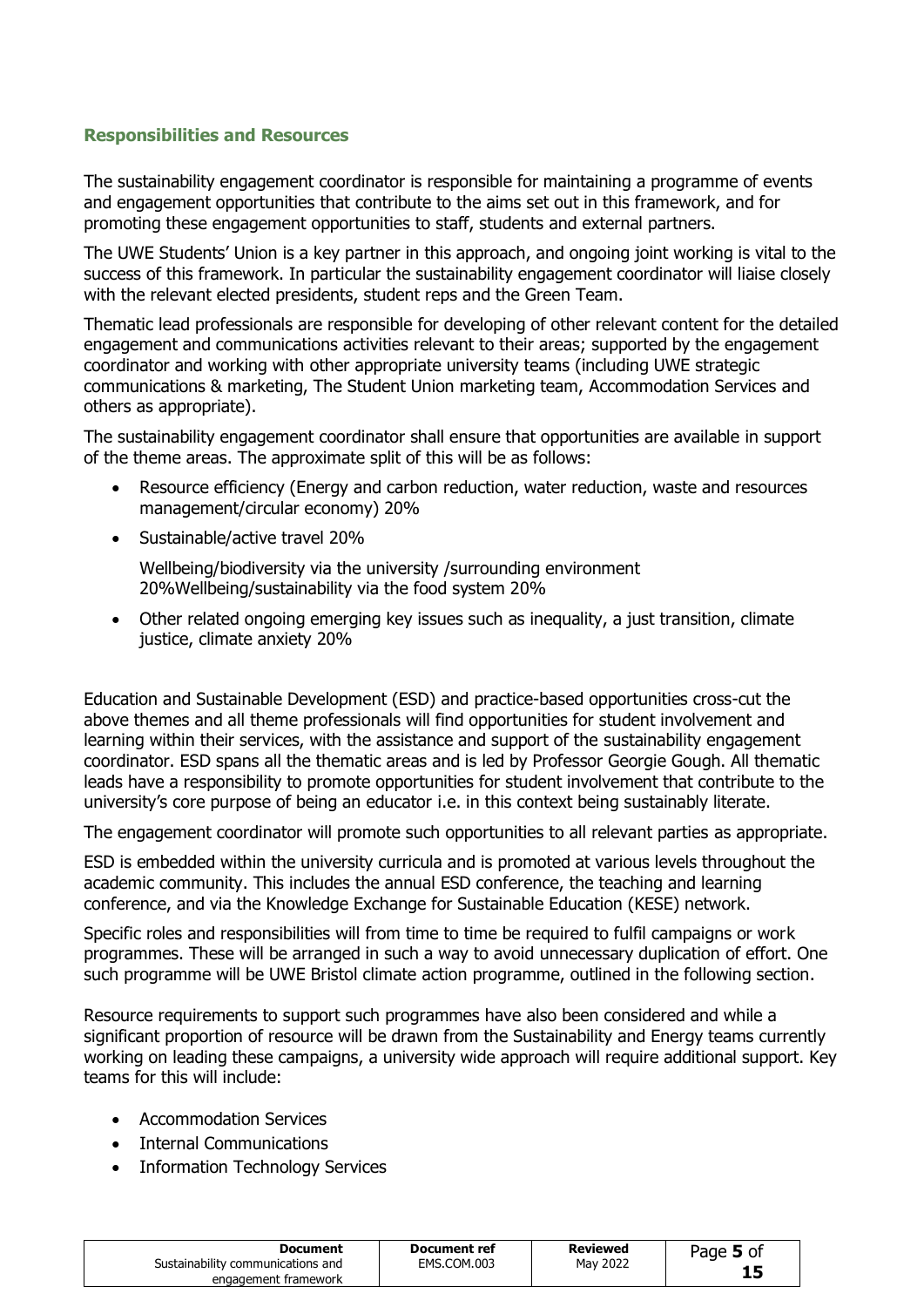### Responsibilities and Resources

The sustainability engagement coordinator is responsible for maintaining a programme of events and engagement opportunities that contribute to the aims set out in this framework, and for promoting these engagement opportunities to staff, students and external partners.

The UWE Students' Union is a key partner in this approach, and ongoing joint working is vital to the success of this framework. In particular the sustainability engagement coordinator will liaise closely with the relevant elected presidents, student reps and the Green Team.

Thematic lead professionals are responsible for developing of other relevant content for the detailed engagement and communications activities relevant to their areas; supported by the engagement coordinator and working with other appropriate university teams (including UWE strategic communications & marketing, The Student Union marketing team, Accommodation Services and others as appropriate).

The sustainability engagement coordinator shall ensure that opportunities are available in support of the theme areas. The approximate split of this will be as follows:

- Resource efficiency (Energy and carbon reduction, water reduction, waste and resources management/circular economy) 20%
- Sustainable/active travel 20%

  Wellbeing/biodiversity via the university /surrounding environment 20%Wellbeing/sustainability via the food system 20%

- Other related ongoing emerging key issues such as inequality, a just transition, climate justice, climate anxiety 20%

Education and Sustainable Development (ESD) and practice-based opportunities cross-cut the above themes and all theme professionals will find opportunities for student involvement and learning within their services, with the assistance and support of the sustainability engagement coordinator. ESD spans all the thematic areas and is led by Professor Georgie Gough. All thematic leads have a responsibility to promote opportunities for student involvement that contribute to the university's core purpose of being an educator i.e. in this context being sustainably literate.

The engagement coordinator will promote such opportunities to all relevant parties as appropriate.

ESD is embedded within the university curricula and is promoted at various levels throughout the academic community. This includes the annual ESD conference, the teaching and learning conference, and via the Knowledge Exchange for Sustainable Education (KESE) network.

Specific roles and responsibilities will from time to time be required to fulfil campaigns or work programmes. These will be arranged in such a way to avoid unnecessary duplication of effort. One such programme will be UWE Bristol climate action programme, outlined in the following section.

Resource requirements to support such programmes have also been considered and while a significant proportion of resource will be drawn from the Sustainability and Energy teams currently working on leading these campaigns, a university wide approach will require additional support. Key teams for this will include:

- Accommodation Services
- Internal Communications
- Information Technology Services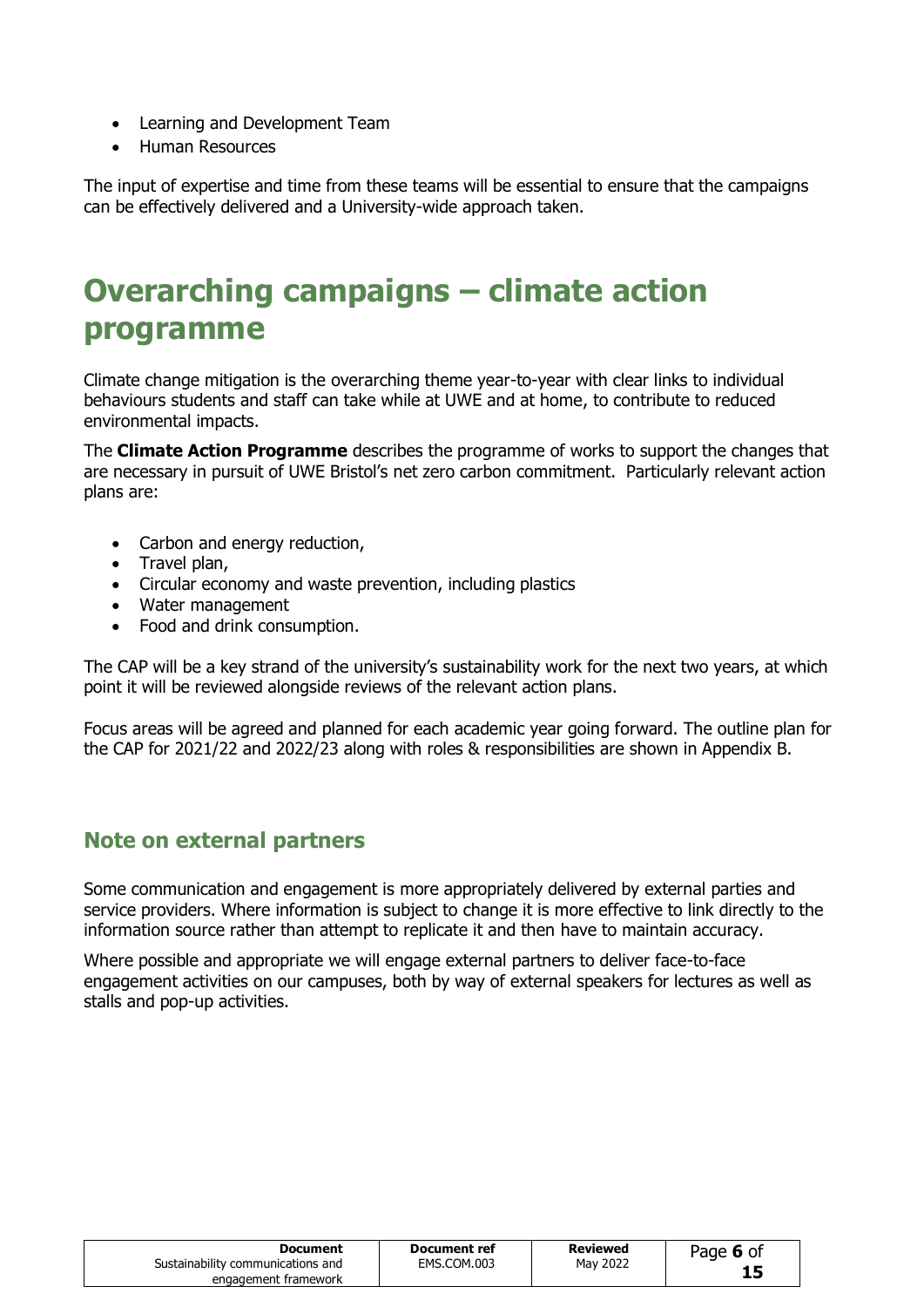- Learning and Development Team
- Human Resources

The input of expertise and time from these teams will be essential to ensure that the campaigns can be effectively delivered and a University-wide approach taken.

# Overarching campaigns – climate action programme

Climate change mitigation is the overarching theme year-to-year with clear links to individual behaviours students and staff can take while at UWE and at home, to contribute to reduced environmental impacts.

The **Climate Action Programme** describes the programme of works to support the changes that are necessary in pursuit of UWE Bristol's net zero carbon commitment. Particularly relevant action plans are:

- Carbon and energy reduction,
- Travel plan,
- Circular economy and waste prevention, including plastics
- Water management
- Food and drink consumption.

The CAP will be a key strand of the university's sustainability work for the next two years, at which point it will be reviewed alongside reviews of the relevant action plans.

Focus areas will be agreed and planned for each academic year going forward. The outline plan for the CAP for 2021/22 and 2022/23 along with roles & responsibilities are shown in Appendix B.

## Note on external partners

Some communication and engagement is more appropriately delivered by external parties and service providers. Where information is subject to change it is more effective to link directly to the information source rather than attempt to replicate it and then have to maintain accuracy.

Where possible and appropriate we will engage external partners to deliver face-to-face engagement activities on our campuses, both by way of external speakers for lectures as well as stalls and pop-up activities.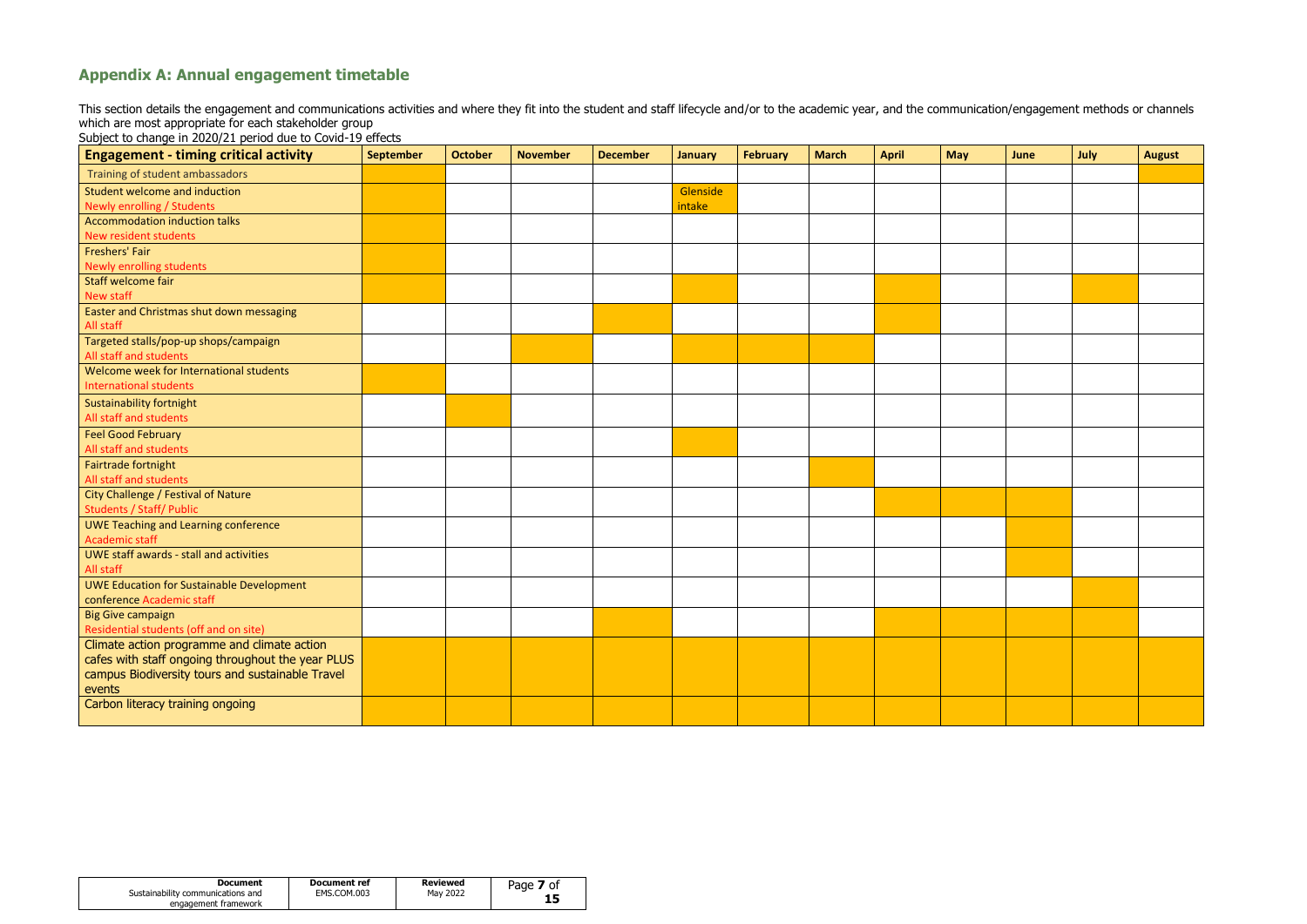## Appendix A: Annual engagement timetable

This section details the engagement and communications activities and where they fit into the student and staff lifecycle and/or to the academic year, and the communication/engagement methods or channels which are most appropriate for each stakeholder group

Subject to change in 2020/21 period due to Covid-19 effects

| Engagement - timing critical activity | September | October | November | December | January | February | March | April | May | June | July | August |
|---|---|---|---|---|---|---|---|---|---|---|---|---|
| Training of student ambassadors | X | | | | | | | | | | | X |
| Student welcome and induction<br>Newly enrolling / Students | X | | | | Glenside intake | | | | | | | |
| Accommodation induction talks<br>New resident students | X | | | | | | | | | | | |
| Freshers' Fair<br>Newly enrolling students | X | | | | | | | | | | | |
| Staff welcome fair<br>New staff | X | | | | X | | | X | | | X | |
| Easter and Christmas shut down messaging<br>All staff | | | | X | | | | X | | | | |
| Targeted stalls/pop-up shops/campaign<br>All staff and students | | | X | | X | X | X | | | | | |
| Welcome week for International students<br>International students | X | | | | | | | | | | | |
| Sustainability fortnight<br>All staff and students | | X | | | | | | | | | | |
| Feel Good February<br>All staff and students | | | | | X | | | | | | | |
| Fairtrade fortnight<br>All staff and students | | | | | | | X | | | | | |
| City Challenge / Festival of Nature<br>Students / Staff/ Public | | | | | | | | X | X | X | | |
| UWE Teaching and Learning conference<br>Academic staff | | | | | | | | | | X | | |
| UWE staff awards - stall and activities<br>All staff | | | | | | | | | | X | | |
| UWE Education for Sustainable Development conference Academic staff | | | | | | | | | | | X | |
| Big Give campaign<br>Residential students (off and on site) | | | | X | | | | X | X | X | X | |
| Climate action programme and climate action cafes with staff ongoing throughout the year PLUS campus Biodiversity tours and sustainable Travel events | X | X | X | X | X | X | X | X | X | X | X | X |
| Carbon literacy training ongoing | X | X | X | X | X | X | X | X | X | X | X | X |

| Document | Document ref | Reviewed |
|---|---|---|
| Sustainability communications and engagement framework | EMS.COM.003 | May 2022 |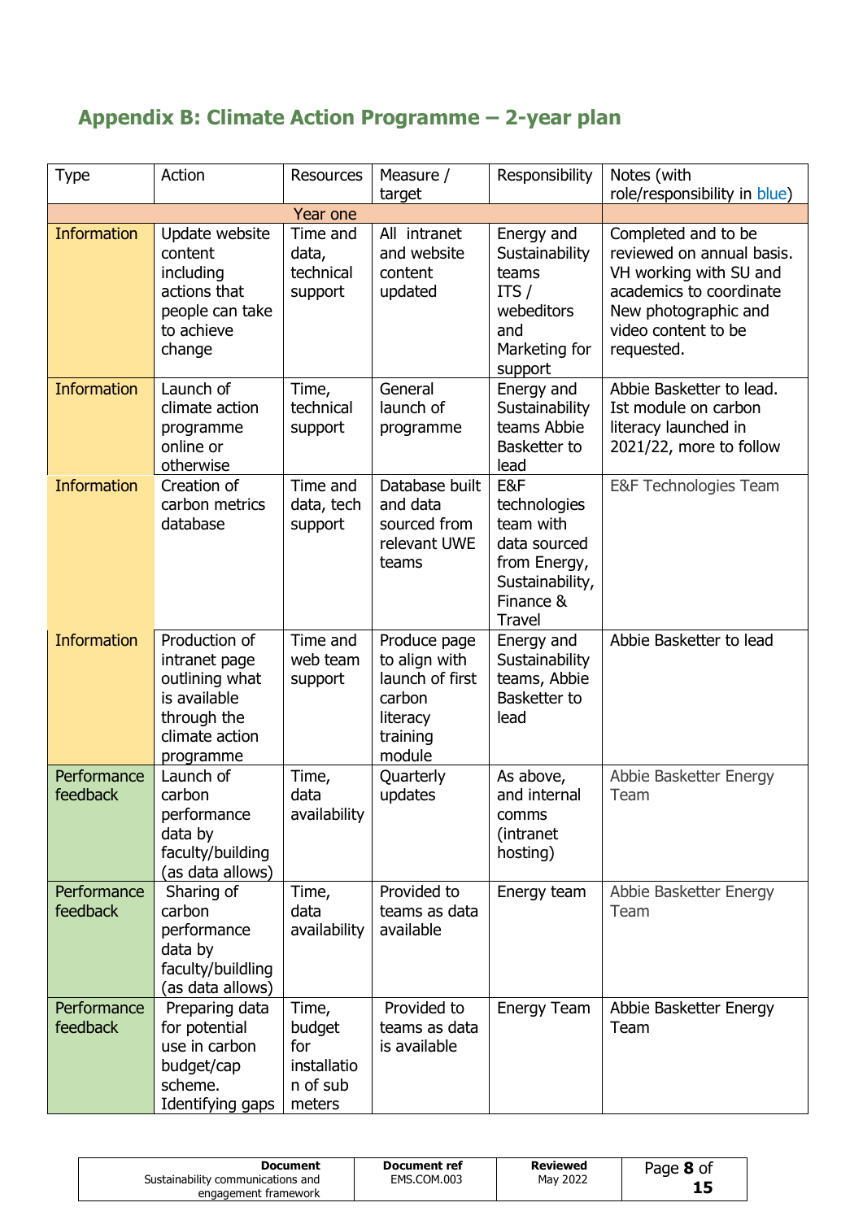## Appendix B: Climate Action Programme – 2-year plan

| Type | Action | Resources | Measure / target | Responsibility | Notes (with role/responsibility in blue) |
|---|---|---|---|---|---|
| | | Year one | | | |
| Information | Update website content including actions that people can take to achieve change | Time and data, technical support | All intranet and website content updated | Energy and Sustainability teams ITS / webeditors and Marketing for support | Completed and to be reviewed on annual basis. VH working with SU and academics to coordinate New photographic and video content to be requested. |
| Information | Launch of climate action programme online or otherwise | Time, technical support | General launch of programme | Energy and Sustainability teams Abbie Basketter to lead | Abbie Basketter to lead. Ist module on carbon literacy launched in 2021/22, more to follow |
| Information | Creation of carbon metrics database | Time and data, tech support | Database built and data sourced from relevant UWE teams | E&F technologies team with data sourced from Energy, Sustainability, Finance & Travel | E&F Technologies Team |
| Information | Production of intranet page outlining what is available through the climate action programme | Time and web team support | Produce page to align with launch of first carbon literacy training module | Energy and Sustainability teams, Abbie Basketter to lead | Abbie Basketter to lead |
| Performance feedback | Launch of carbon performance data by faculty/building (as data allows) | Time, data availability | Quarterly updates | As above, and internal comms (intranet hosting) | Abbie Basketter Energy Team |
| Performance feedback | Sharing of carbon performance data by faculty/buildling (as data allows) | Time, data availability | Provided to teams as data available | Energy team | Abbie Basketter Energy Team |
| Performance feedback | Preparing data for potential use in carbon budget/cap scheme. Identifying gaps | Time, budget for installation of sub meters | Provided to teams as data is available | Energy Team | Abbie Basketter Energy Team |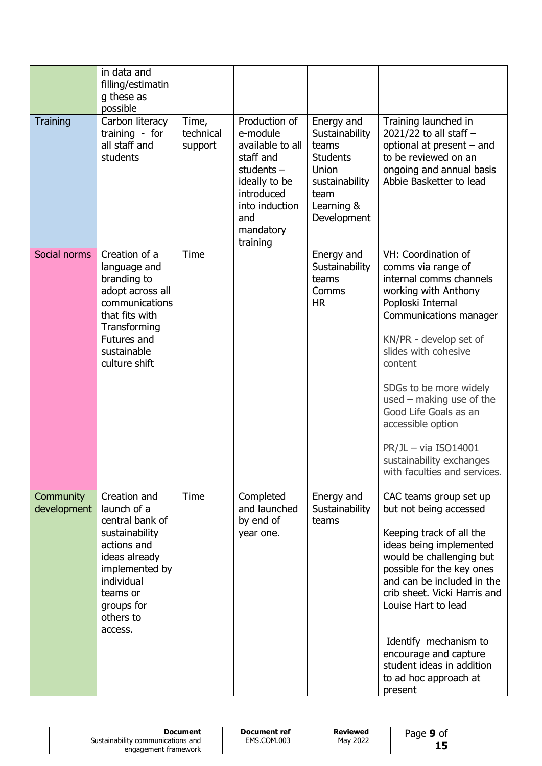|  | in data and filling/estimating these as possible |  |  |  |  |
|---|---|---|---|---|---|
| Training | Carbon literacy training - for all staff and students | Time, technical support | Production of e-module available to all staff and students – ideally to be introduced into induction and mandatory training | Energy and Sustainability teams<br>Students Union sustainability team<br>Learning & Development | Training launched in 2021/22 to all staff – optional at present – and to be reviewed on an ongoing and annual basis Abbie Basketter to lead |
| Social norms | Creation of a language and branding to adopt across all communications that fits with Transforming Futures and sustainable culture shift | Time |  | Energy and Sustainability teams<br>Comms<br>HR | VH: Coordination of comms via range of internal comms channels working with Anthony Poploski Internal Communications manager<br><br>KN/PR - develop set of slides with cohesive content<br><br>SDGs to be more widely used – making use of the Good Life Goals as an accessible option<br><br>PR/JL – via ISO14001 sustainability exchanges with faculties and services. |
| Community development | Creation and launch of a central bank of sustainability actions and ideas already implemented by individual teams or groups for others to access. | Time | Completed and launched by end of year one. | Energy and Sustainability teams | CAC teams group set up but not being accessed<br><br>Keeping track of all the ideas being implemented would be challenging but possible for the key ones and can be included in the crib sheet. Vicki Harris and Louise Hart to lead<br><br>Identify mechanism to encourage and capture student ideas in addition to ad hoc approach at present |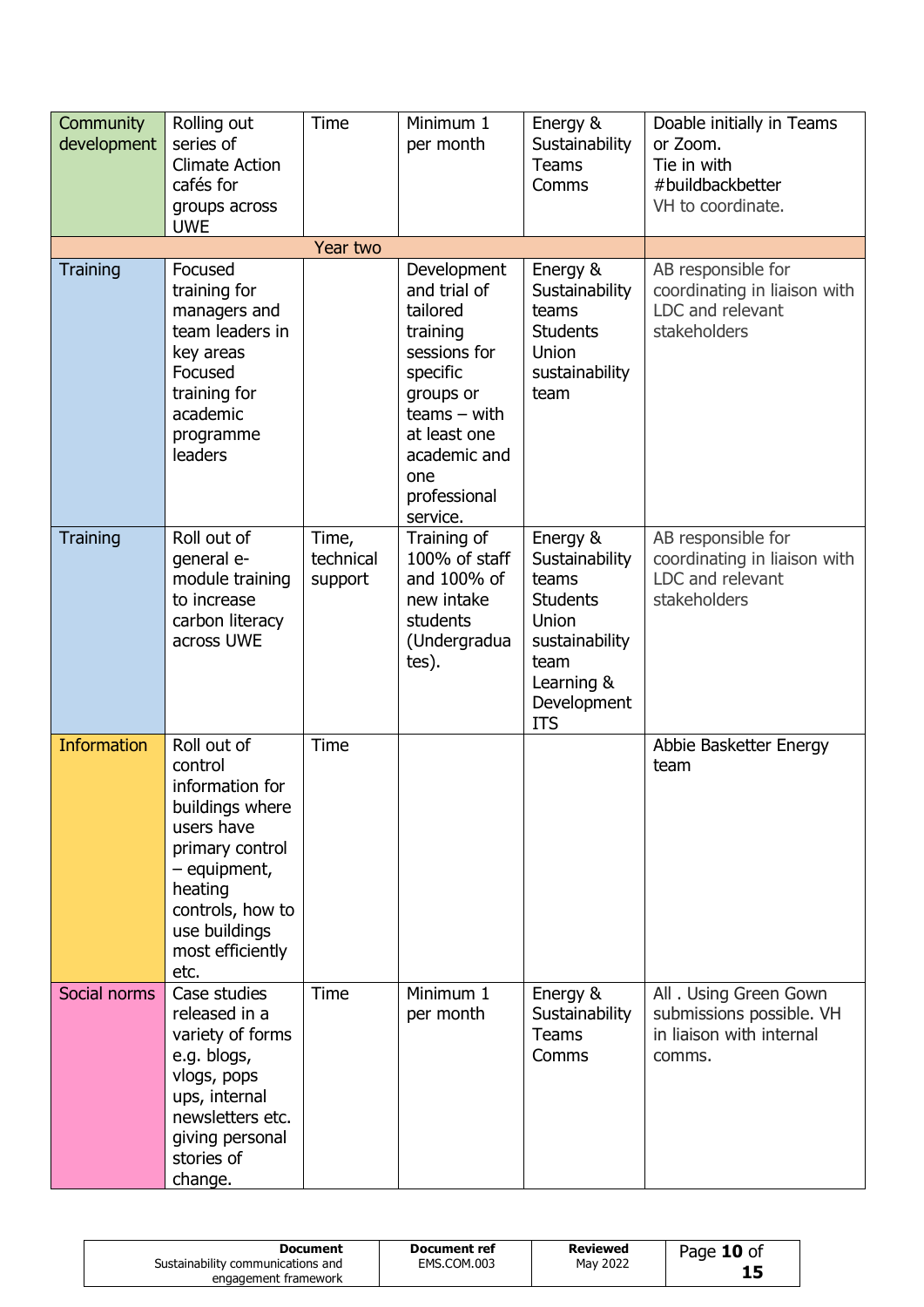| Community development | Rolling out series of Climate Action cafés for groups across UWE | Time | Minimum 1 per month | Energy & Sustainability Teams Comms | Doable initially in Teams or Zoom. Tie in with #buildbackbetter VH to coordinate. |
|---|---|---|---|---|---|
| | | Year two | | | |
| Training | Focused training for managers and team leaders in key areas Focused training for academic programme leaders | | Development and trial of tailored training sessions for specific groups or teams – with at least one academic and one professional service. | Energy & Sustainability teams Students Union sustainability team | AB responsible for coordinating in liaison with LDC and relevant stakeholders |
| Training | Roll out of general e-module training to increase carbon literacy across UWE | Time, technical support | Training of 100% of staff and 100% of new intake students (Undergraduates). | Energy & Sustainability teams Students Union sustainability team Learning & Development ITS | AB responsible for coordinating in liaison with LDC and relevant stakeholders |
| Information | Roll out of control information for buildings where users have primary control – equipment, heating controls, how to use buildings most efficiently etc. | Time | | | Abbie Basketter Energy team |
| Social norms | Case studies released in a variety of forms e.g. blogs, vlogs, pops ups, internal newsletters etc. giving personal stories of change. | Time | Minimum 1 per month | Energy & Sustainability Teams Comms | All . Using Green Gown submissions possible. VH in liaison with internal comms. |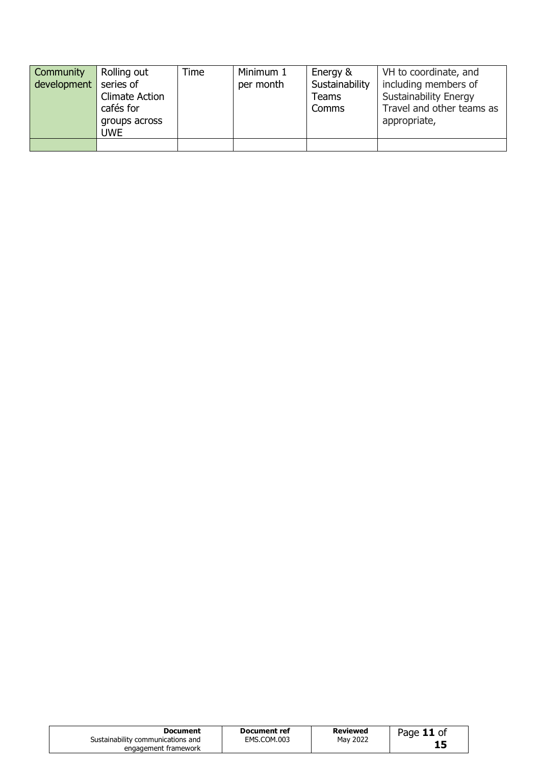| | | | | | |
|---|---|---|---|---|---|
| Community development | Rolling out series of Climate Action cafés for groups across UWE | Time | Minimum 1 per month | Energy & Sustainability Teams Comms | VH to coordinate, and including members of Sustainability Energy Travel and other teams as appropriate, |
| | | | | | |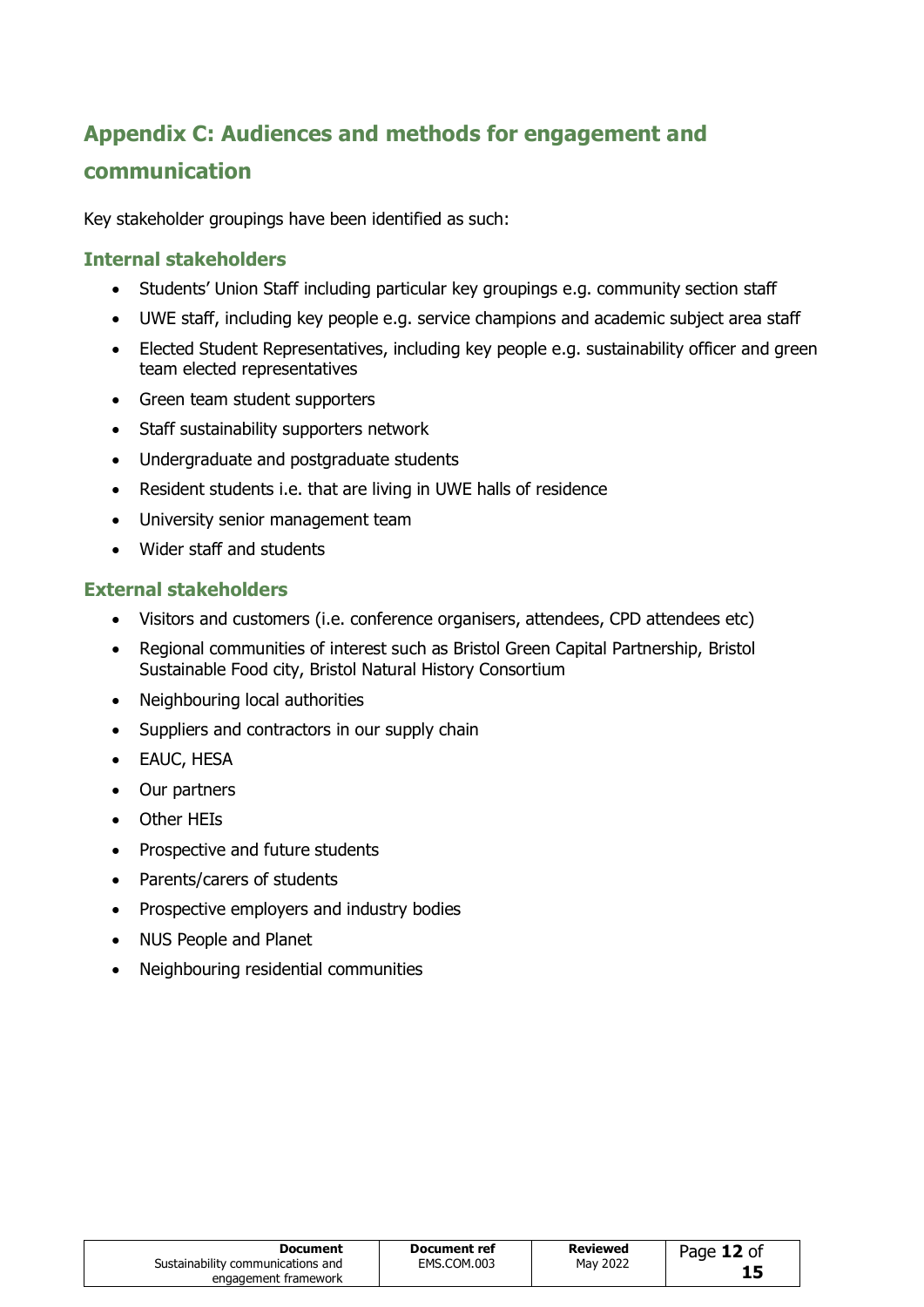## Appendix C: Audiences and methods for engagement and communication

Key stakeholder groupings have been identified as such:

### Internal stakeholders

- Students' Union Staff including particular key groupings e.g. community section staff
- UWE staff, including key people e.g. service champions and academic subject area staff
- Elected Student Representatives, including key people e.g. sustainability officer and green team elected representatives
- Green team student supporters
- Staff sustainability supporters network
- Undergraduate and postgraduate students
- Resident students i.e. that are living in UWE halls of residence
- University senior management team
- Wider staff and students

### External stakeholders

- Visitors and customers (i.e. conference organisers, attendees, CPD attendees etc)
- Regional communities of interest such as Bristol Green Capital Partnership, Bristol Sustainable Food city, Bristol Natural History Consortium
- Neighbouring local authorities
- Suppliers and contractors in our supply chain
- EAUC, HESA
- Our partners
- Other HEIs
- Prospective and future students
- Parents/carers of students
- Prospective employers and industry bodies
- NUS People and Planet
- Neighbouring residential communities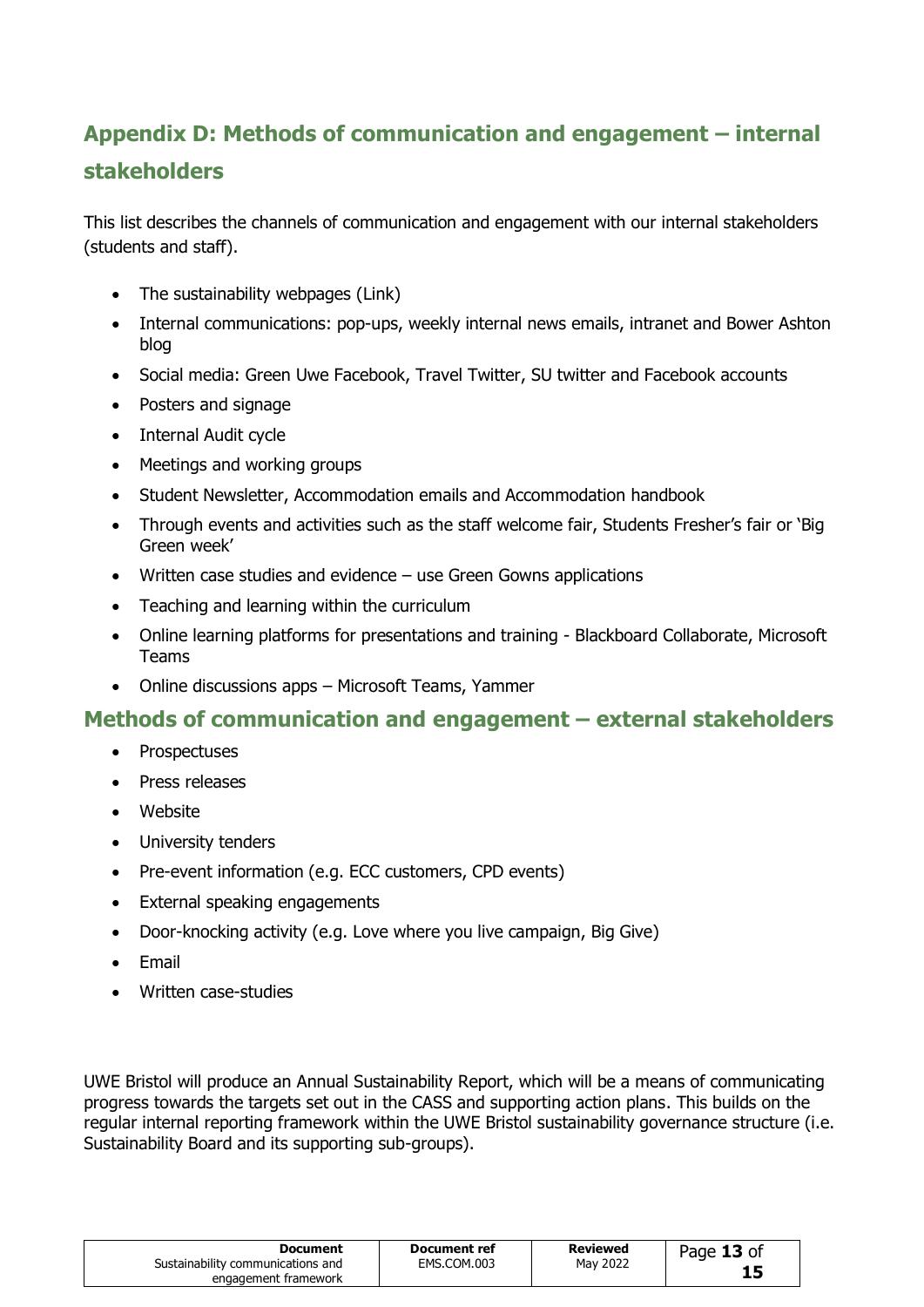## Appendix D: Methods of communication and engagement – internal stakeholders

This list describes the channels of communication and engagement with our internal stakeholders (students and staff).

- The sustainability webpages (Link)
- Internal communications: pop-ups, weekly internal news emails, intranet and Bower Ashton blog
- Social media: Green Uwe Facebook, Travel Twitter, SU twitter and Facebook accounts
- Posters and signage
- Internal Audit cycle
- Meetings and working groups
- Student Newsletter, Accommodation emails and Accommodation handbook
- Through events and activities such as the staff welcome fair, Students Fresher's fair or 'Big Green week'
- Written case studies and evidence – use Green Gowns applications
- Teaching and learning within the curriculum
- Online learning platforms for presentations and training - Blackboard Collaborate, Microsoft Teams
- Online discussions apps – Microsoft Teams, Yammer

## Methods of communication and engagement – external stakeholders

- Prospectuses
- Press releases
- Website
- University tenders
- Pre-event information (e.g. ECC customers, CPD events)
- External speaking engagements
- Door-knocking activity (e.g. Love where you live campaign, Big Give)
- Email
- Written case-studies

UWE Bristol will produce an Annual Sustainability Report, which will be a means of communicating progress towards the targets set out in the CASS and supporting action plans. This builds on the regular internal reporting framework within the UWE Bristol sustainability governance structure (i.e. Sustainability Board and its supporting sub-groups).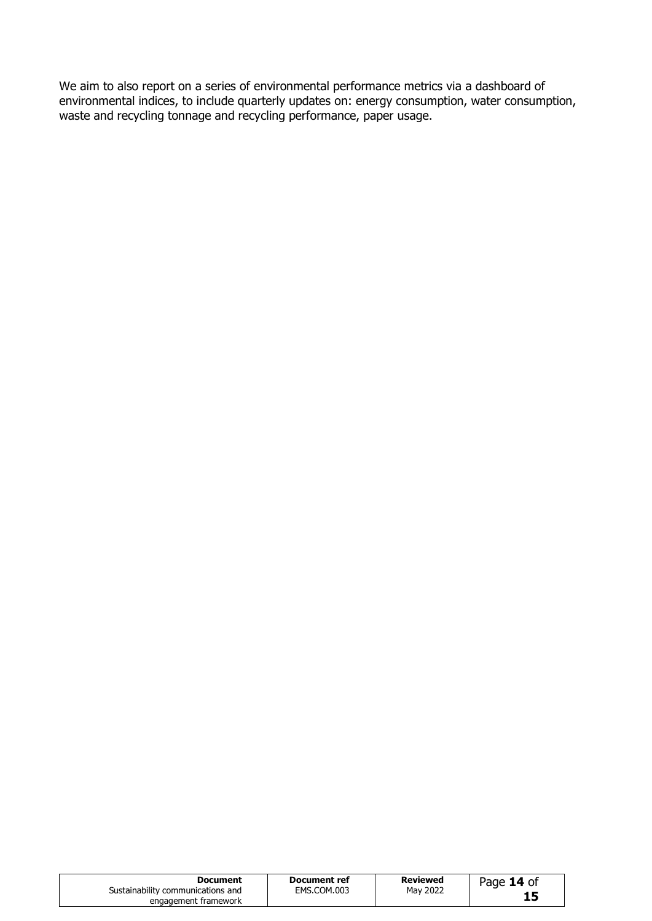We aim to also report on a series of environmental performance metrics via a dashboard of environmental indices, to include quarterly updates on: energy consumption, water consumption, waste and recycling tonnage and recycling performance, paper usage.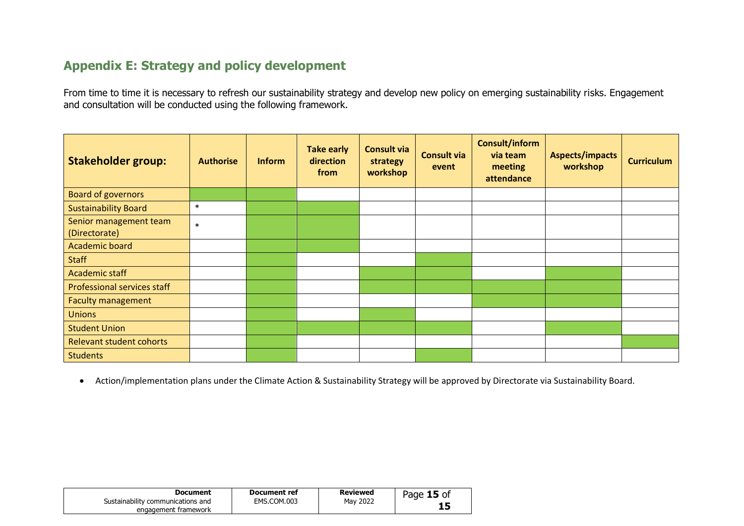## Appendix E: Strategy and policy development

From time to time it is necessary to refresh our sustainability strategy and develop new policy on emerging sustainability risks. Engagement and consultation will be conducted using the following framework.

| Stakeholder group: | Authorise | Inform | Take early direction from | Consult via strategy workshop | Consult via event | Consult/inform via team meeting attendance | Aspects/impacts workshop | Curriculum |
|---|---|---|---|---|---|---|---|---|
| Board of governors | ✓ | ✓ | | | | | | |
| Sustainability Board | * | ✓ | ✓ | | | | | |
| Senior management team (Directorate) | * | ✓ | ✓ | | | | | |
| Academic board | | ✓ | ✓ | | | | | |
| Staff | | ✓ | | | ✓ | | | |
| Academic staff | | ✓ | | ✓ | ✓ | | ✓ | |
| Professional services staff | | ✓ | | ✓ | ✓ | ✓ | ✓ | |
| Faculty management | | ✓ | | | | ✓ | ✓ | |
| Unions | | ✓ | | ✓ | | | | |
| Student Union | | ✓ | ✓ | ✓ | ✓ | | ✓ | |
| Relevant student cohorts | | ✓ | | | | | | ✓ |
| Students | | ✓ | | | ✓ | | | |

- Action/implementation plans under the Climate Action & Sustainability Strategy will be approved by Directorate via Sustainability Board.